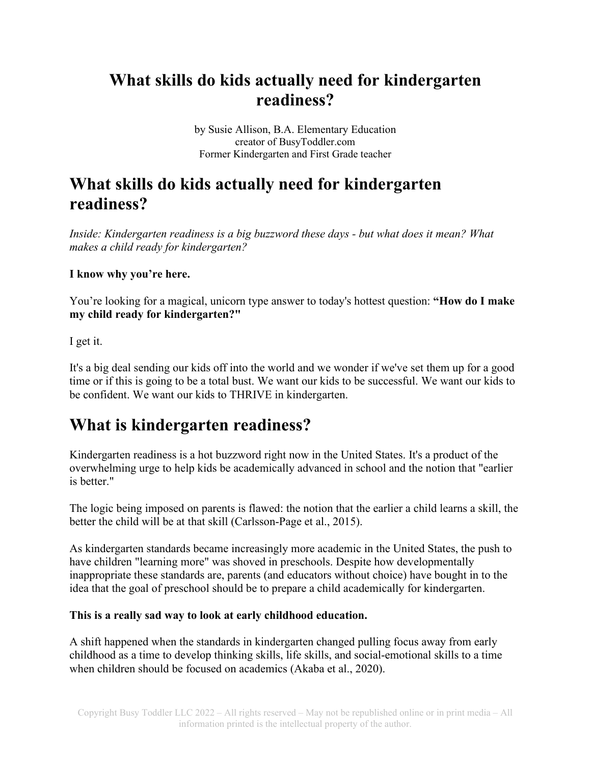# What skills do kids actually need for kindergarten readiness?

by Susie Allison, B.A. Elementary Education
creator of BusyToddler.com
Former Kindergarten and First Grade teacher

## What skills do kids actually need for kindergarten readiness?

*Inside: Kindergarten readiness is a big buzzword these days - but what does it mean? What makes a child ready for kindergarten?*

**I know why you're here.**

You're looking for a magical, unicorn type answer to today's hottest question: **"How do I make my child ready for kindergarten?"**

I get it.

It's a big deal sending our kids off into the world and we wonder if we've set them up for a good time or if this is going to be a total bust. We want our kids to be successful. We want our kids to be confident. We want our kids to THRIVE in kindergarten.

## What is kindergarten readiness?

Kindergarten readiness is a hot buzzword right now in the United States. It's a product of the overwhelming urge to help kids be academically advanced in school and the notion that "earlier is better."

The logic being imposed on parents is flawed: the notion that the earlier a child learns a skill, the better the child will be at that skill (Carlsson-Page et al., 2015).

As kindergarten standards became increasingly more academic in the United States, the push to have children "learning more" was shoved in preschools. Despite how developmentally inappropriate these standards are, parents (and educators without choice) have bought in to the idea that the goal of preschool should be to prepare a child academically for kindergarten.

**This is a really sad way to look at early childhood education.**

A shift happened when the standards in kindergarten changed pulling focus away from early childhood as a time to develop thinking skills, life skills, and social-emotional skills to a time when children should be focused on academics (Akaba et al., 2020).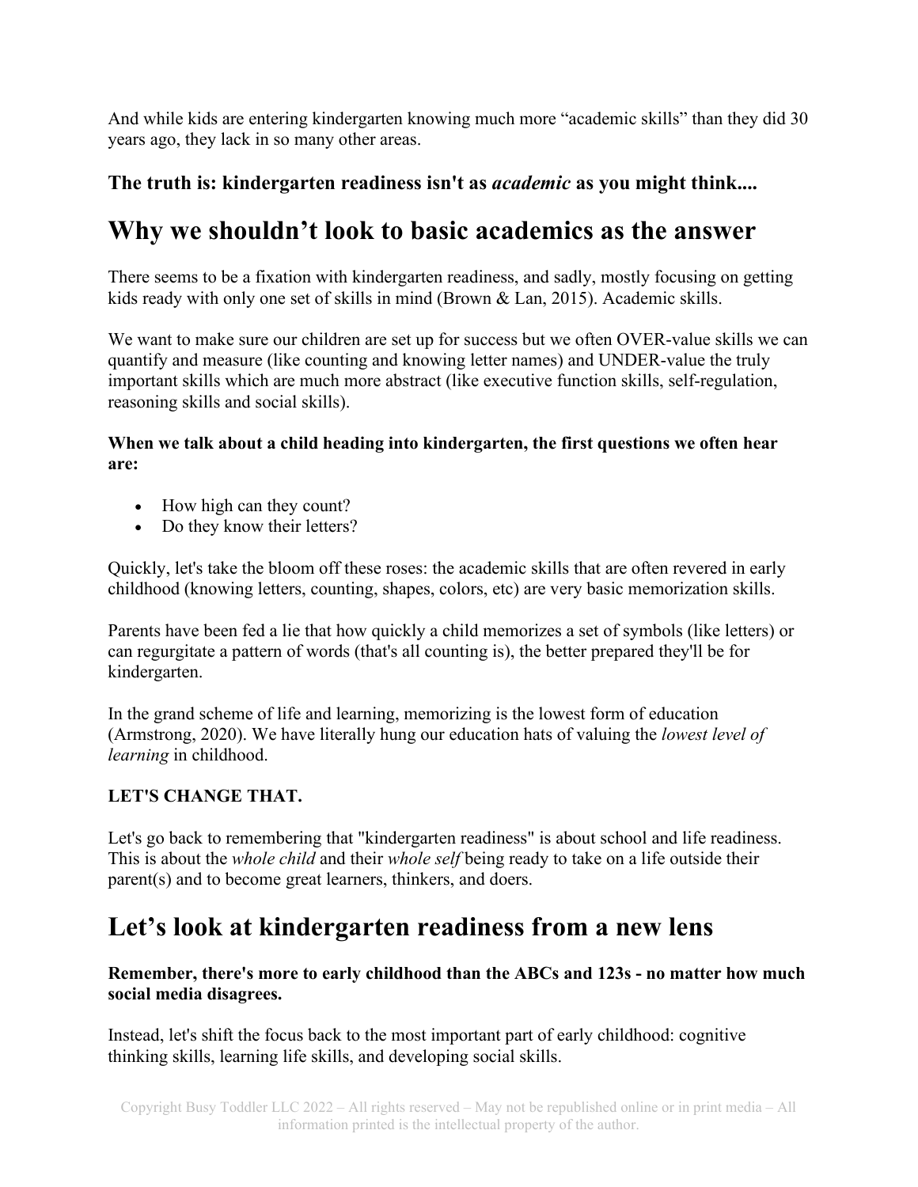And while kids are entering kindergarten knowing much more "academic skills" than they did 30 years ago, they lack in so many other areas.

### The truth is: kindergarten readiness isn't as *academic* as you might think....

## Why we shouldn't look to basic academics as the answer

There seems to be a fixation with kindergarten readiness, and sadly, mostly focusing on getting kids ready with only one set of skills in mind (Brown & Lan, 2015). Academic skills.

We want to make sure our children are set up for success but we often OVER-value skills we can quantify and measure (like counting and knowing letter names) and UNDER-value the truly important skills which are much more abstract (like executive function skills, self-regulation, reasoning skills and social skills).

**When we talk about a child heading into kindergarten, the first questions we often hear are:**

- How high can they count?
- Do they know their letters?

Quickly, let's take the bloom off these roses: the academic skills that are often revered in early childhood (knowing letters, counting, shapes, colors, etc) are very basic memorization skills.

Parents have been fed a lie that how quickly a child memorizes a set of symbols (like letters) or can regurgitate a pattern of words (that's all counting is), the better prepared they'll be for kindergarten.

In the grand scheme of life and learning, memorizing is the lowest form of education (Armstrong, 2020). We have literally hung our education hats of valuing the *lowest level of learning* in childhood.

**LET'S CHANGE THAT.**

Let's go back to remembering that "kindergarten readiness" is about school and life readiness. This is about the *whole child* and their *whole self* being ready to take on a life outside their parent(s) and to become great learners, thinkers, and doers.

## Let's look at kindergarten readiness from a new lens

**Remember, there's more to early childhood than the ABCs and 123s - no matter how much social media disagrees.**

Instead, let's shift the focus back to the most important part of early childhood: cognitive thinking skills, learning life skills, and developing social skills.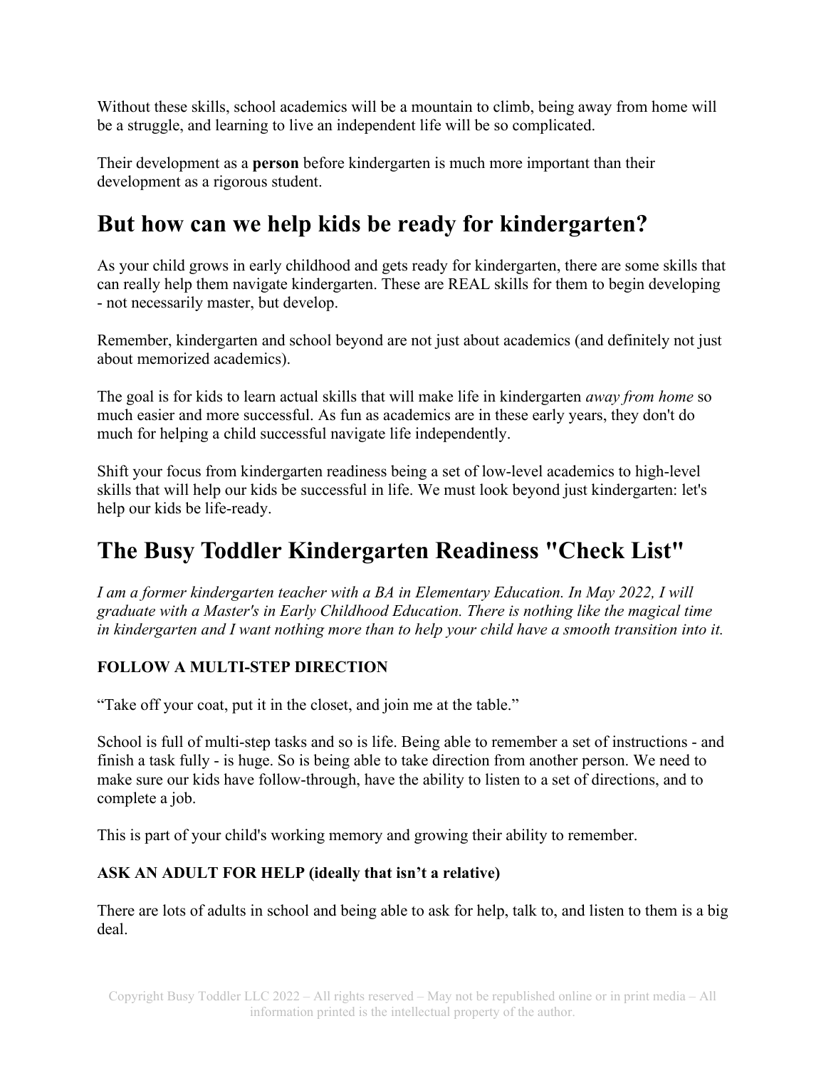Without these skills, school academics will be a mountain to climb, being away from home will be a struggle, and learning to live an independent life will be so complicated.

Their development as a **person** before kindergarten is much more important than their development as a rigorous student.

## But how can we help kids be ready for kindergarten?

As your child grows in early childhood and gets ready for kindergarten, there are some skills that can really help them navigate kindergarten. These are REAL skills for them to begin developing - not necessarily master, but develop.

Remember, kindergarten and school beyond are not just about academics (and definitely not just about memorized academics).

The goal is for kids to learn actual skills that will make life in kindergarten *away from home* so much easier and more successful. As fun as academics are in these early years, they don't do much for helping a child successful navigate life independently.

Shift your focus from kindergarten readiness being a set of low-level academics to high-level skills that will help our kids be successful in life. We must look beyond just kindergarten: let's help our kids be life-ready.

## The Busy Toddler Kindergarten Readiness "Check List"

*I am a former kindergarten teacher with a BA in Elementary Education. In May 2022, I will graduate with a Master's in Early Childhood Education. There is nothing like the magical time in kindergarten and I want nothing more than to help your child have a smooth transition into it.*

**FOLLOW A MULTI-STEP DIRECTION**

"Take off your coat, put it in the closet, and join me at the table."

School is full of multi-step tasks and so is life. Being able to remember a set of instructions - and finish a task fully - is huge. So is being able to take direction from another person. We need to make sure our kids have follow-through, have the ability to listen to a set of directions, and to complete a job.

This is part of your child's working memory and growing their ability to remember.

**ASK AN ADULT FOR HELP (ideally that isn't a relative)**

There are lots of adults in school and being able to ask for help, talk to, and listen to them is a big deal.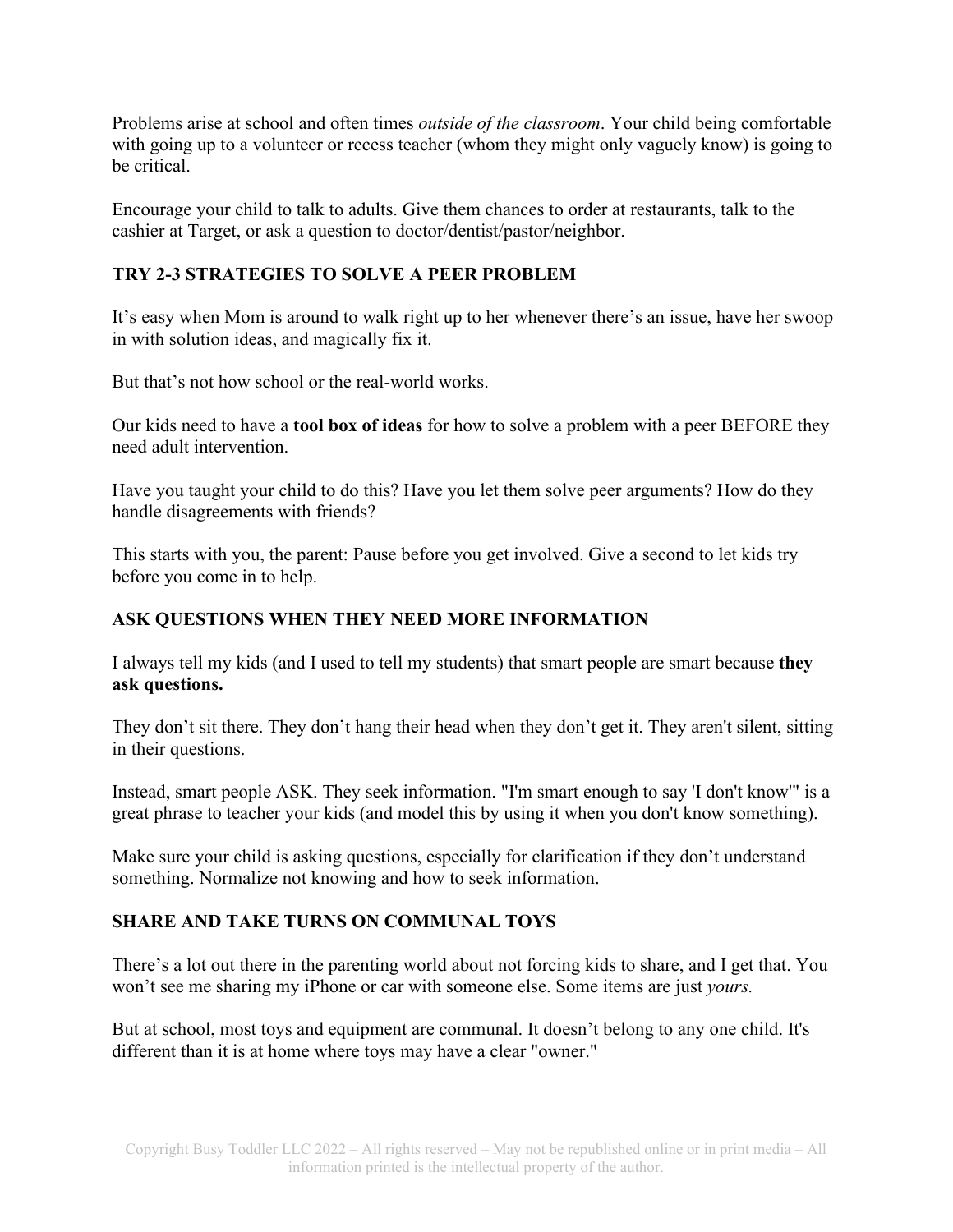Problems arise at school and often times *outside of the classroom*. Your child being comfortable with going up to a volunteer or recess teacher (whom they might only vaguely know) is going to be critical.

Encourage your child to talk to adults. Give them chances to order at restaurants, talk to the cashier at Target, or ask a question to doctor/dentist/pastor/neighbor.

## TRY 2-3 STRATEGIES TO SOLVE A PEER PROBLEM

It's easy when Mom is around to walk right up to her whenever there's an issue, have her swoop in with solution ideas, and magically fix it.

But that's not how school or the real-world works.

Our kids need to have a **tool box of ideas** for how to solve a problem with a peer BEFORE they need adult intervention.

Have you taught your child to do this? Have you let them solve peer arguments? How do they handle disagreements with friends?

This starts with you, the parent: Pause before you get involved. Give a second to let kids try before you come in to help.

## ASK QUESTIONS WHEN THEY NEED MORE INFORMATION

I always tell my kids (and I used to tell my students) that smart people are smart because **they ask questions.**

They don't sit there. They don't hang their head when they don't get it. They aren't silent, sitting in their questions.

Instead, smart people ASK. They seek information. "I'm smart enough to say 'I don't know'" is a great phrase to teacher your kids (and model this by using it when you don't know something).

Make sure your child is asking questions, especially for clarification if they don't understand something. Normalize not knowing and how to seek information.

## SHARE AND TAKE TURNS ON COMMUNAL TOYS

There's a lot out there in the parenting world about not forcing kids to share, and I get that. You won't see me sharing my iPhone or car with someone else. Some items are just *yours.*

But at school, most toys and equipment are communal. It doesn't belong to any one child. It's different than it is at home where toys may have a clear "owner."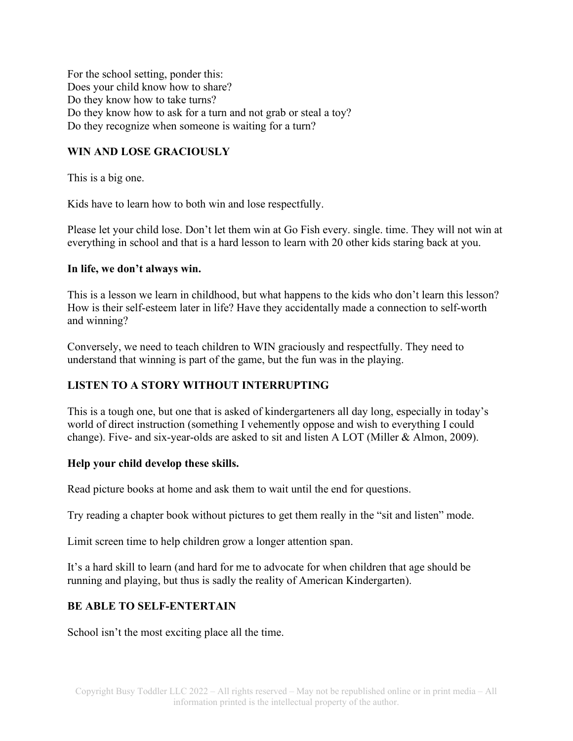For the school setting, ponder this:
Does your child know how to share?
Do they know how to take turns?
Do they know how to ask for a turn and not grab or steal a toy?
Do they recognize when someone is waiting for a turn?

## WIN AND LOSE GRACIOUSLY

This is a big one.

Kids have to learn how to both win and lose respectfully.

Please let your child lose. Don't let them win at Go Fish every. single. time. They will not win at everything in school and that is a hard lesson to learn with 20 other kids staring back at you.

**In life, we don't always win.**

This is a lesson we learn in childhood, but what happens to the kids who don't learn this lesson? How is their self-esteem later in life? Have they accidentally made a connection to self-worth and winning?

Conversely, we need to teach children to WIN graciously and respectfully. They need to understand that winning is part of the game, but the fun was in the playing.

## LISTEN TO A STORY WITHOUT INTERRUPTING

This is a tough one, but one that is asked of kindergarteners all day long, especially in today's world of direct instruction (something I vehemently oppose and wish to everything I could change). Five- and six-year-olds are asked to sit and listen A LOT (Miller & Almon, 2009).

**Help your child develop these skills.**

Read picture books at home and ask them to wait until the end for questions.

Try reading a chapter book without pictures to get them really in the "sit and listen" mode.

Limit screen time to help children grow a longer attention span.

It's a hard skill to learn (and hard for me to advocate for when children that age should be running and playing, but thus is sadly the reality of American Kindergarten).

## BE ABLE TO SELF-ENTERTAIN

School isn't the most exciting place all the time.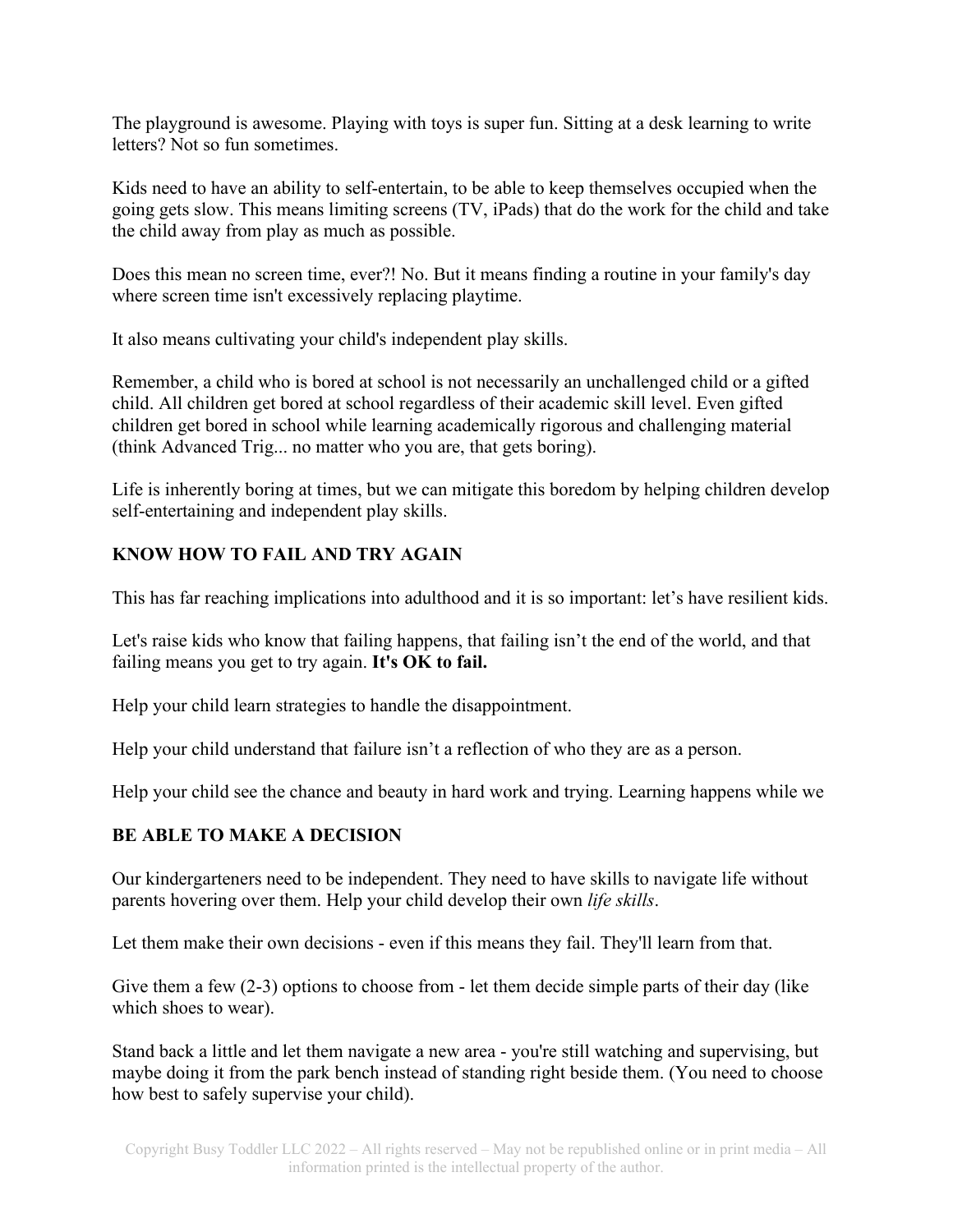The playground is awesome. Playing with toys is super fun. Sitting at a desk learning to write letters? Not so fun sometimes.

Kids need to have an ability to self-entertain, to be able to keep themselves occupied when the going gets slow. This means limiting screens (TV, iPads) that do the work for the child and take the child away from play as much as possible.

Does this mean no screen time, ever?! No. But it means finding a routine in your family's day where screen time isn't excessively replacing playtime.

It also means cultivating your child's independent play skills.

Remember, a child who is bored at school is not necessarily an unchallenged child or a gifted child. All children get bored at school regardless of their academic skill level. Even gifted children get bored in school while learning academically rigorous and challenging material (think Advanced Trig... no matter who you are, that gets boring).

Life is inherently boring at times, but we can mitigate this boredom by helping children develop self-entertaining and independent play skills.

## KNOW HOW TO FAIL AND TRY AGAIN

This has far reaching implications into adulthood and it is so important: let's have resilient kids.

Let's raise kids who know that failing happens, that failing isn't the end of the world, and that failing means you get to try again. **It's OK to fail.**

Help your child learn strategies to handle the disappointment.

Help your child understand that failure isn't a reflection of who they are as a person.

Help your child see the chance and beauty in hard work and trying. Learning happens while we

## BE ABLE TO MAKE A DECISION

Our kindergarteners need to be independent. They need to have skills to navigate life without parents hovering over them. Help your child develop their own *life skills*.

Let them make their own decisions - even if this means they fail. They'll learn from that.

Give them a few (2-3) options to choose from - let them decide simple parts of their day (like which shoes to wear).

Stand back a little and let them navigate a new area - you're still watching and supervising, but maybe doing it from the park bench instead of standing right beside them. (You need to choose how best to safely supervise your child).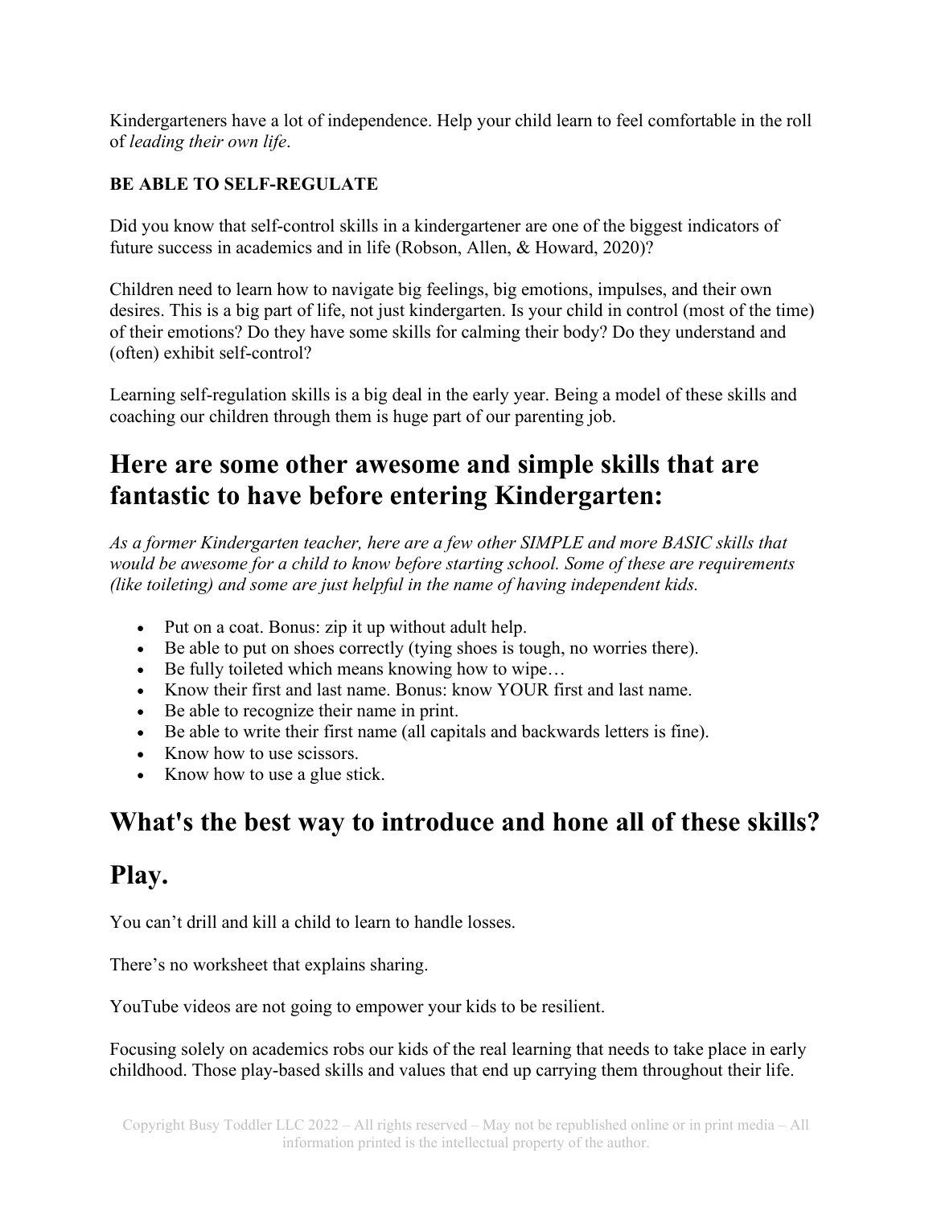Kindergarteners have a lot of independence. Help your child learn to feel comfortable in the roll of *leading their own life*.

**BE ABLE TO SELF-REGULATE**

Did you know that self-control skills in a kindergartener are one of the biggest indicators of future success in academics and in life (Robson, Allen, & Howard, 2020)?

Children need to learn how to navigate big feelings, big emotions, impulses, and their own desires. This is a big part of life, not just kindergarten. Is your child in control (most of the time) of their emotions? Do they have some skills for calming their body? Do they understand and (often) exhibit self-control?

Learning self-regulation skills is a big deal in the early year. Being a model of these skills and coaching our children through them is huge part of our parenting job.

## Here are some other awesome and simple skills that are fantastic to have before entering Kindergarten:

*As a former Kindergarten teacher, here are a few other SIMPLE and more BASIC skills that would be awesome for a child to know before starting school. Some of these are requirements (like toileting) and some are just helpful in the name of having independent kids.*

- Put on a coat. Bonus: zip it up without adult help.
- Be able to put on shoes correctly (tying shoes is tough, no worries there).
- Be fully toileted which means knowing how to wipe…
- Know their first and last name. Bonus: know YOUR first and last name.
- Be able to recognize their name in print.
- Be able to write their first name (all capitals and backwards letters is fine).
- Know how to use scissors.
- Know how to use a glue stick.

## What's the best way to introduce and hone all of these skills?

## Play.

You can't drill and kill a child to learn to handle losses.

There's no worksheet that explains sharing.

YouTube videos are not going to empower your kids to be resilient.

Focusing solely on academics robs our kids of the real learning that needs to take place in early childhood. Those play-based skills and values that end up carrying them throughout their life.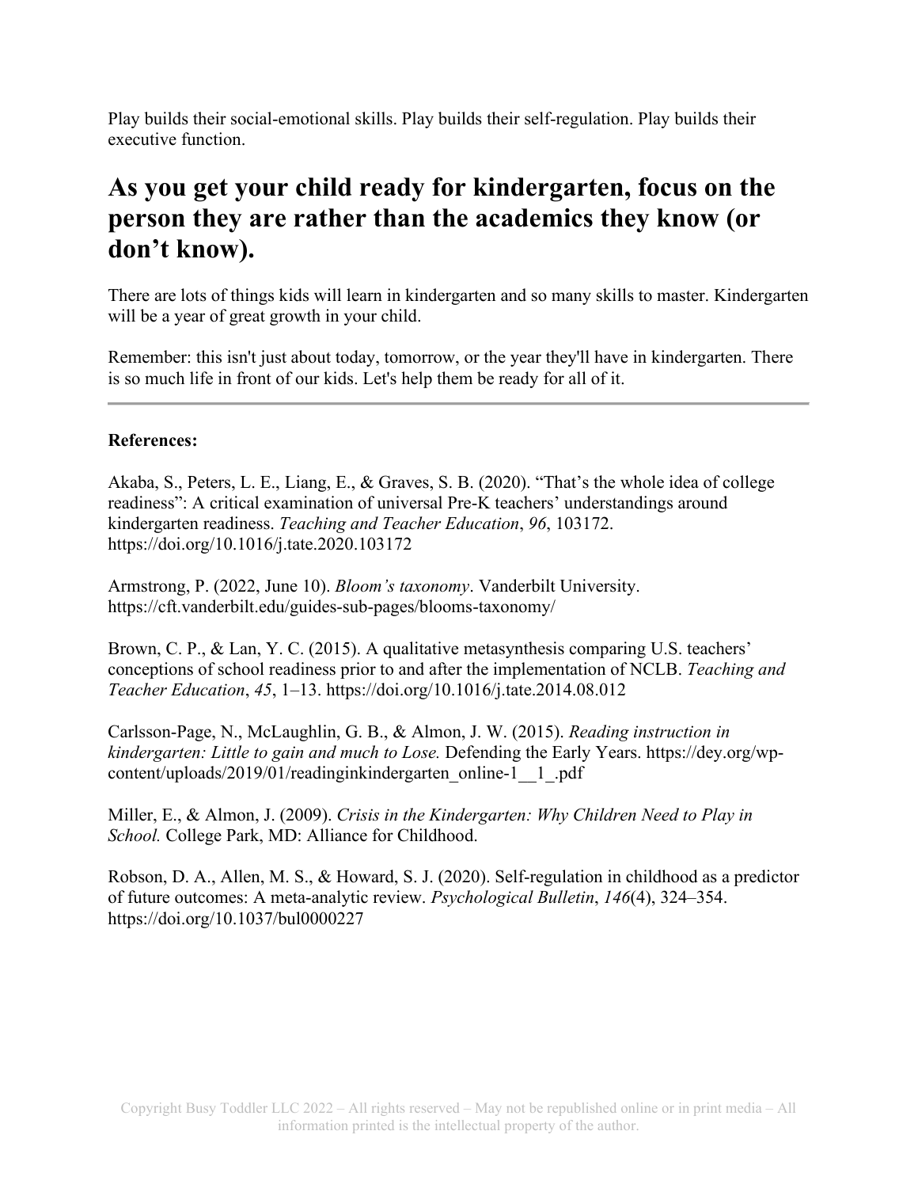Play builds their social-emotional skills. Play builds their self-regulation. Play builds their executive function.

## As you get your child ready for kindergarten, focus on the person they are rather than the academics they know (or don't know).

There are lots of things kids will learn in kindergarten and so many skills to master. Kindergarten will be a year of great growth in your child.

Remember: this isn't just about today, tomorrow, or the year they'll have in kindergarten. There is so much life in front of our kids. Let's help them be ready for all of it.

---

**References:**

Akaba, S., Peters, L. E., Liang, E., & Graves, S. B. (2020). "That's the whole idea of college readiness": A critical examination of universal Pre-K teachers' understandings around kindergarten readiness. *Teaching and Teacher Education*, *96*, 103172. https://doi.org/10.1016/j.tate.2020.103172

Armstrong, P. (2022, June 10). *Bloom's taxonomy*. Vanderbilt University. https://cft.vanderbilt.edu/guides-sub-pages/blooms-taxonomy/

Brown, C. P., & Lan, Y. C. (2015). A qualitative metasynthesis comparing U.S. teachers' conceptions of school readiness prior to and after the implementation of NCLB. *Teaching and Teacher Education*, *45*, 1–13. https://doi.org/10.1016/j.tate.2014.08.012

Carlsson-Page, N., McLaughlin, G. B., & Almon, J. W. (2015). *Reading instruction in kindergarten: Little to gain and much to Lose.* Defending the Early Years. https://dey.org/wp-content/uploads/2019/01/readinginkindergarten_online-1__1_.pdf

Miller, E., & Almon, J. (2009). *Crisis in the Kindergarten: Why Children Need to Play in School.* College Park, MD: Alliance for Childhood.

Robson, D. A., Allen, M. S., & Howard, S. J. (2020). Self-regulation in childhood as a predictor of future outcomes: A meta-analytic review. *Psychological Bulletin*, *146*(4), 324–354. https://doi.org/10.1037/bul0000227

Copyright Busy Toddler LLC 2022 – All rights reserved – May not be republished online or in print media – All information printed is the intellectual property of the author.